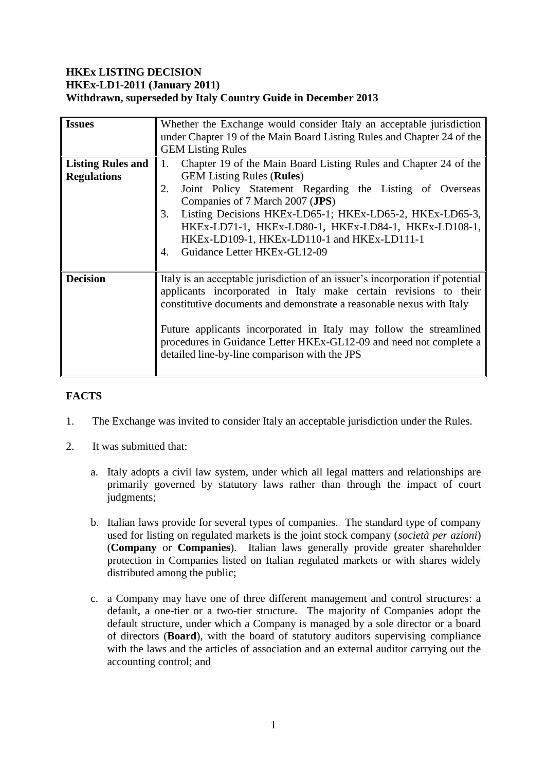**HKEx LISTING DECISION**
**HKEx-LD1-2011 (January 2011)**
**Withdrawn, superseded by Italy Country Guide in December 2013**

| **Issues** | Whether the Exchange would consider Italy an acceptable jurisdiction under Chapter 19 of the Main Board Listing Rules and Chapter 24 of the GEM Listing Rules |
|---|---|
| **Listing Rules and Regulations** | 1. Chapter 19 of the Main Board Listing Rules and Chapter 24 of the GEM Listing Rules (**Rules**)<br>2. Joint Policy Statement Regarding the Listing of Overseas Companies of 7 March 2007 (**JPS**)<br>3. Listing Decisions HKEx-LD65-1; HKEx-LD65-2, HKEx-LD65-3, HKEx-LD71-1, HKEx-LD80-1, HKEx-LD84-1, HKEx-LD108-1, HKEx-LD109-1, HKEx-LD110-1 and HKEx-LD111-1<br>4. Guidance Letter HKEx-GL12-09 |
| **Decision** | Italy is an acceptable jurisdiction of an issuer's incorporation if potential applicants incorporated in Italy make certain revisions to their constitutive documents and demonstrate a reasonable nexus with Italy<br><br>Future applicants incorporated in Italy may follow the streamlined procedures in Guidance Letter HKEx-GL12-09 and need not complete a detailed line-by-line comparison with the JPS |

## FACTS

1. The Exchange was invited to consider Italy an acceptable jurisdiction under the Rules.

2. It was submitted that:

    a. Italy adopts a civil law system, under which all legal matters and relationships are primarily governed by statutory laws rather than through the impact of court judgments;

    b. Italian laws provide for several types of companies. The standard type of company used for listing on regulated markets is the joint stock company (*società per azioni*) (**Company** or **Companies**). Italian laws generally provide greater shareholder protection in Companies listed on Italian regulated markets or with shares widely distributed among the public;

    c. a Company may have one of three different management and control structures: a default, a one-tier or a two-tier structure. The majority of Companies adopt the default structure, under which a Company is managed by a sole director or a board of directors (**Board**), with the board of statutory auditors supervising compliance with the laws and the articles of association and an external auditor carrying out the accounting control; and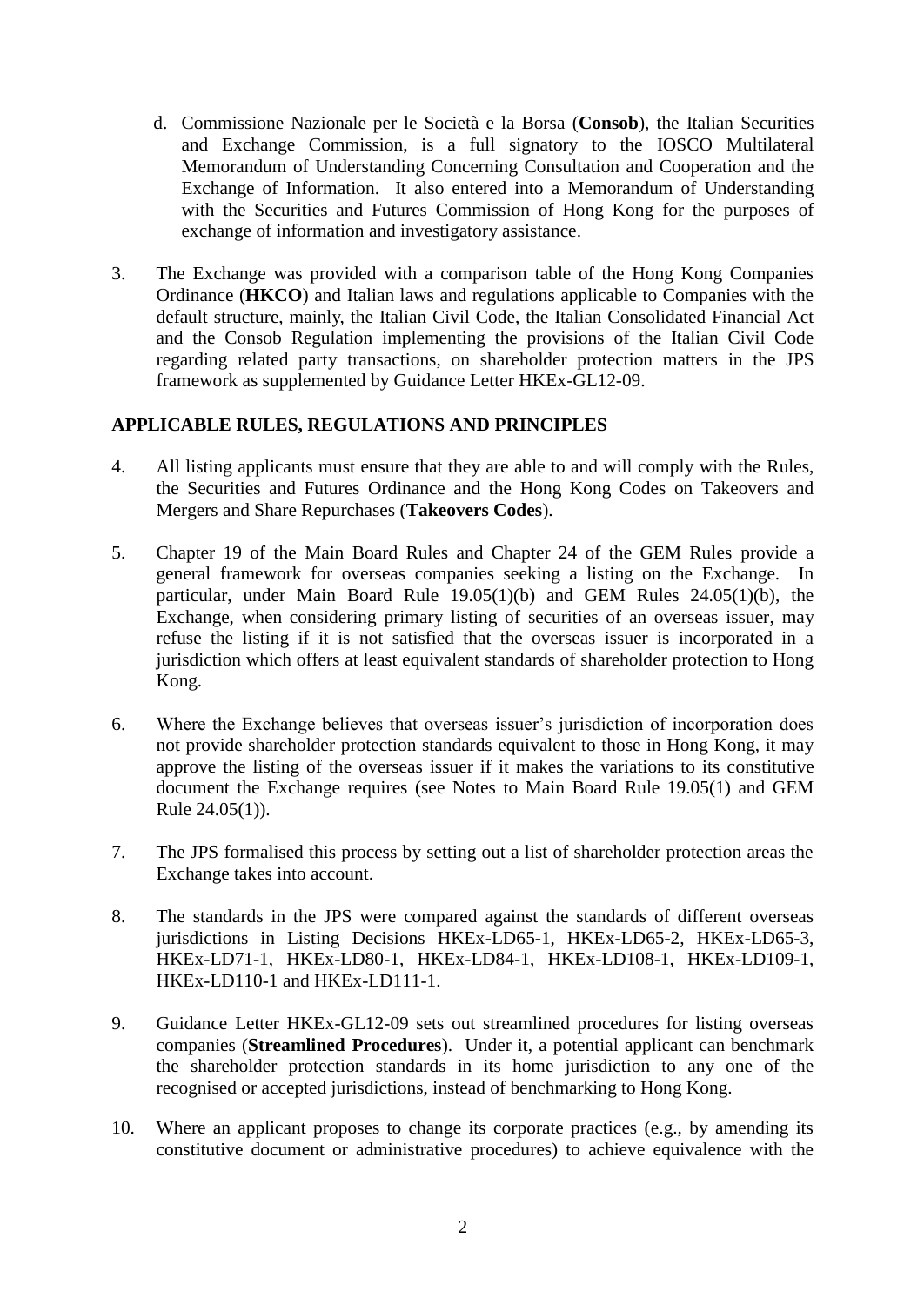d. Commissione Nazionale per le Società e la Borsa (**Consob**), the Italian Securities and Exchange Commission, is a full signatory to the IOSCO Multilateral Memorandum of Understanding Concerning Consultation and Cooperation and the Exchange of Information. It also entered into a Memorandum of Understanding with the Securities and Futures Commission of Hong Kong for the purposes of exchange of information and investigatory assistance.

3. The Exchange was provided with a comparison table of the Hong Kong Companies Ordinance (**HKCO**) and Italian laws and regulations applicable to Companies with the default structure, mainly, the Italian Civil Code, the Italian Consolidated Financial Act and the Consob Regulation implementing the provisions of the Italian Civil Code regarding related party transactions, on shareholder protection matters in the JPS framework as supplemented by Guidance Letter HKEx-GL12-09.

## APPLICABLE RULES, REGULATIONS AND PRINCIPLES

4. All listing applicants must ensure that they are able to and will comply with the Rules, the Securities and Futures Ordinance and the Hong Kong Codes on Takeovers and Mergers and Share Repurchases (**Takeovers Codes**).

5. Chapter 19 of the Main Board Rules and Chapter 24 of the GEM Rules provide a general framework for overseas companies seeking a listing on the Exchange. In particular, under Main Board Rule 19.05(1)(b) and GEM Rules 24.05(1)(b), the Exchange, when considering primary listing of securities of an overseas issuer, may refuse the listing if it is not satisfied that the overseas issuer is incorporated in a jurisdiction which offers at least equivalent standards of shareholder protection to Hong Kong.

6. Where the Exchange believes that overseas issuer's jurisdiction of incorporation does not provide shareholder protection standards equivalent to those in Hong Kong, it may approve the listing of the overseas issuer if it makes the variations to its constitutive document the Exchange requires (see Notes to Main Board Rule 19.05(1) and GEM Rule 24.05(1)).

7. The JPS formalised this process by setting out a list of shareholder protection areas the Exchange takes into account.

8. The standards in the JPS were compared against the standards of different overseas jurisdictions in Listing Decisions HKEx-LD65-1, HKEx-LD65-2, HKEx-LD65-3, HKEx-LD71-1, HKEx-LD80-1, HKEx-LD84-1, HKEx-LD108-1, HKEx-LD109-1, HKEx-LD110-1 and HKEx-LD111-1.

9. Guidance Letter HKEx-GL12-09 sets out streamlined procedures for listing overseas companies (**Streamlined Procedures**). Under it, a potential applicant can benchmark the shareholder protection standards in its home jurisdiction to any one of the recognised or accepted jurisdictions, instead of benchmarking to Hong Kong.

10. Where an applicant proposes to change its corporate practices (e.g., by amending its constitutive document or administrative procedures) to achieve equivalence with the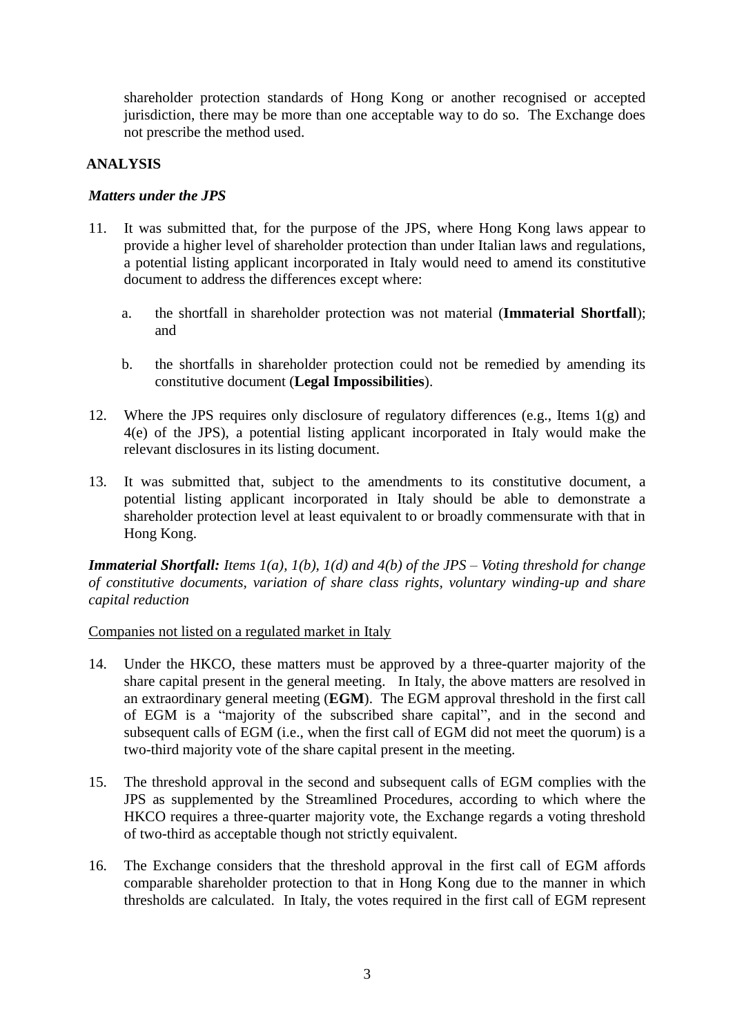shareholder protection standards of Hong Kong or another recognised or accepted jurisdiction, there may be more than one acceptable way to do so. The Exchange does not prescribe the method used.

## ANALYSIS

### *Matters under the JPS*

11. It was submitted that, for the purpose of the JPS, where Hong Kong laws appear to provide a higher level of shareholder protection than under Italian laws and regulations, a potential listing applicant incorporated in Italy would need to amend its constitutive document to address the differences except where:

    a. the shortfall in shareholder protection was not material (**Immaterial Shortfall**); and

    b. the shortfalls in shareholder protection could not be remedied by amending its constitutive document (**Legal Impossibilities**).

12. Where the JPS requires only disclosure of regulatory differences (e.g., Items 1(g) and 4(e) of the JPS), a potential listing applicant incorporated in Italy would make the relevant disclosures in its listing document.

13. It was submitted that, subject to the amendments to its constitutive document, a potential listing applicant incorporated in Italy should be able to demonstrate a shareholder protection level at least equivalent to or broadly commensurate with that in Hong Kong.

***Immaterial Shortfall:*** *Items 1(a), 1(b), 1(d) and 4(b) of the JPS – Voting threshold for change of constitutive documents, variation of share class rights, voluntary winding-up and share capital reduction*

Companies not listed on a regulated market in Italy

14. Under the HKCO, these matters must be approved by a three-quarter majority of the share capital present in the general meeting. In Italy, the above matters are resolved in an extraordinary general meeting (**EGM**). The EGM approval threshold in the first call of EGM is a "majority of the subscribed share capital", and in the second and subsequent calls of EGM (i.e., when the first call of EGM did not meet the quorum) is a two-third majority vote of the share capital present in the meeting.

15. The threshold approval in the second and subsequent calls of EGM complies with the JPS as supplemented by the Streamlined Procedures, according to which where the HKCO requires a three-quarter majority vote, the Exchange regards a voting threshold of two-third as acceptable though not strictly equivalent.

16. The Exchange considers that the threshold approval in the first call of EGM affords comparable shareholder protection to that in Hong Kong due to the manner in which thresholds are calculated. In Italy, the votes required in the first call of EGM represent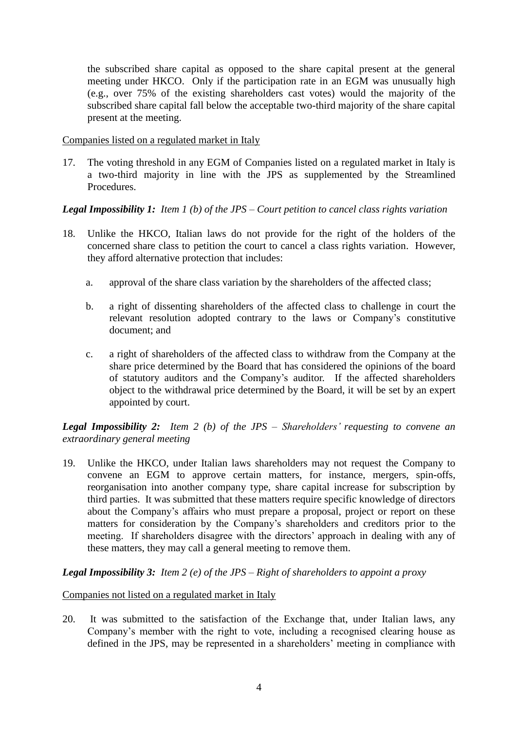the subscribed share capital as opposed to the share capital present at the general meeting under HKCO. Only if the participation rate in an EGM was unusually high (e.g., over 75% of the existing shareholders cast votes) would the majority of the subscribed share capital fall below the acceptable two-third majority of the share capital present at the meeting.

<u>Companies listed on a regulated market in Italy</u>

17. The voting threshold in any EGM of Companies listed on a regulated market in Italy is a two-third majority in line with the JPS as supplemented by the Streamlined Procedures.

***Legal Impossibility 1:*** *Item 1 (b) of the JPS – Court petition to cancel class rights variation*

18. Unlike the HKCO, Italian laws do not provide for the right of the holders of the concerned share class to petition the court to cancel a class rights variation. However, they afford alternative protection that includes:

    a. approval of the share class variation by the shareholders of the affected class;

    b. a right of dissenting shareholders of the affected class to challenge in court the relevant resolution adopted contrary to the laws or Company's constitutive document; and

    c. a right of shareholders of the affected class to withdraw from the Company at the share price determined by the Board that has considered the opinions of the board of statutory auditors and the Company's auditor. If the affected shareholders object to the withdrawal price determined by the Board, it will be set by an expert appointed by court.

***Legal Impossibility 2:*** *Item 2 (b) of the JPS – Shareholders' requesting to convene an extraordinary general meeting*

19. Unlike the HKCO, under Italian laws shareholders may not request the Company to convene an EGM to approve certain matters, for instance, mergers, spin-offs, reorganisation into another company type, share capital increase for subscription by third parties. It was submitted that these matters require specific knowledge of directors about the Company's affairs who must prepare a proposal, project or report on these matters for consideration by the Company's shareholders and creditors prior to the meeting. If shareholders disagree with the directors' approach in dealing with any of these matters, they may call a general meeting to remove them.

***Legal Impossibility 3:*** *Item 2 (e) of the JPS – Right of shareholders to appoint a proxy*

<u>Companies not listed on a regulated market in Italy</u>

20. It was submitted to the satisfaction of the Exchange that, under Italian laws, any Company's member with the right to vote, including a recognised clearing house as defined in the JPS, may be represented in a shareholders' meeting in compliance with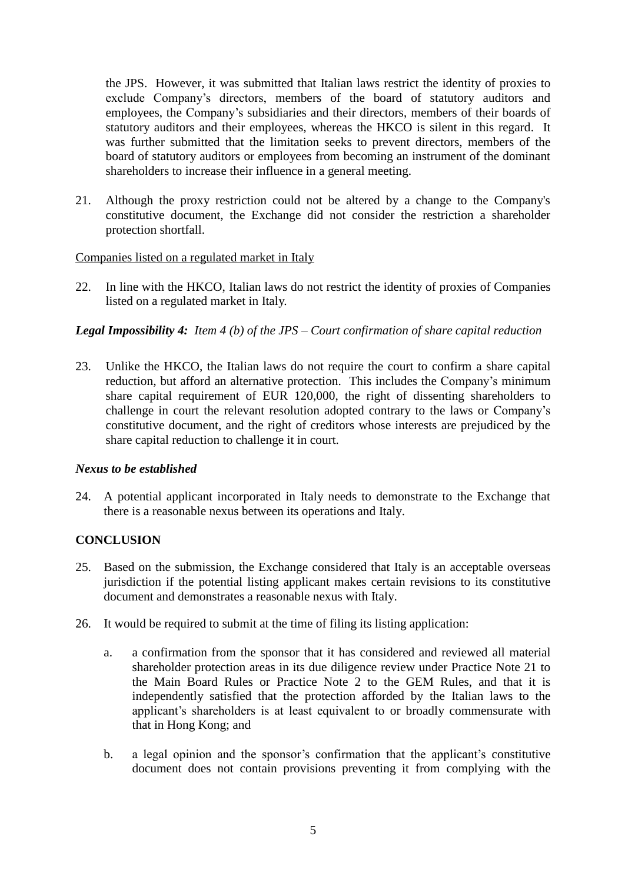the JPS. However, it was submitted that Italian laws restrict the identity of proxies to exclude Company's directors, members of the board of statutory auditors and employees, the Company's subsidiaries and their directors, members of their boards of statutory auditors and their employees, whereas the HKCO is silent in this regard. It was further submitted that the limitation seeks to prevent directors, members of the board of statutory auditors or employees from becoming an instrument of the dominant shareholders to increase their influence in a general meeting.

21. Although the proxy restriction could not be altered by a change to the Company's constitutive document, the Exchange did not consider the restriction a shareholder protection shortfall.

Companies listed on a regulated market in Italy

22. In line with the HKCO, Italian laws do not restrict the identity of proxies of Companies listed on a regulated market in Italy.

***Legal Impossibility 4:*** *Item 4 (b) of the JPS – Court confirmation of share capital reduction*

23. Unlike the HKCO, the Italian laws do not require the court to confirm a share capital reduction, but afford an alternative protection. This includes the Company's minimum share capital requirement of EUR 120,000, the right of dissenting shareholders to challenge in court the relevant resolution adopted contrary to the laws or Company's constitutive document, and the right of creditors whose interests are prejudiced by the share capital reduction to challenge it in court.

***Nexus to be established***

24. A potential applicant incorporated in Italy needs to demonstrate to the Exchange that there is a reasonable nexus between its operations and Italy.

**CONCLUSION**

25. Based on the submission, the Exchange considered that Italy is an acceptable overseas jurisdiction if the potential listing applicant makes certain revisions to its constitutive document and demonstrates a reasonable nexus with Italy.

26. It would be required to submit at the time of filing its listing application:

   a. a confirmation from the sponsor that it has considered and reviewed all material shareholder protection areas in its due diligence review under Practice Note 21 to the Main Board Rules or Practice Note 2 to the GEM Rules, and that it is independently satisfied that the protection afforded by the Italian laws to the applicant's shareholders is at least equivalent to or broadly commensurate with that in Hong Kong; and

   b. a legal opinion and the sponsor's confirmation that the applicant's constitutive document does not contain provisions preventing it from complying with the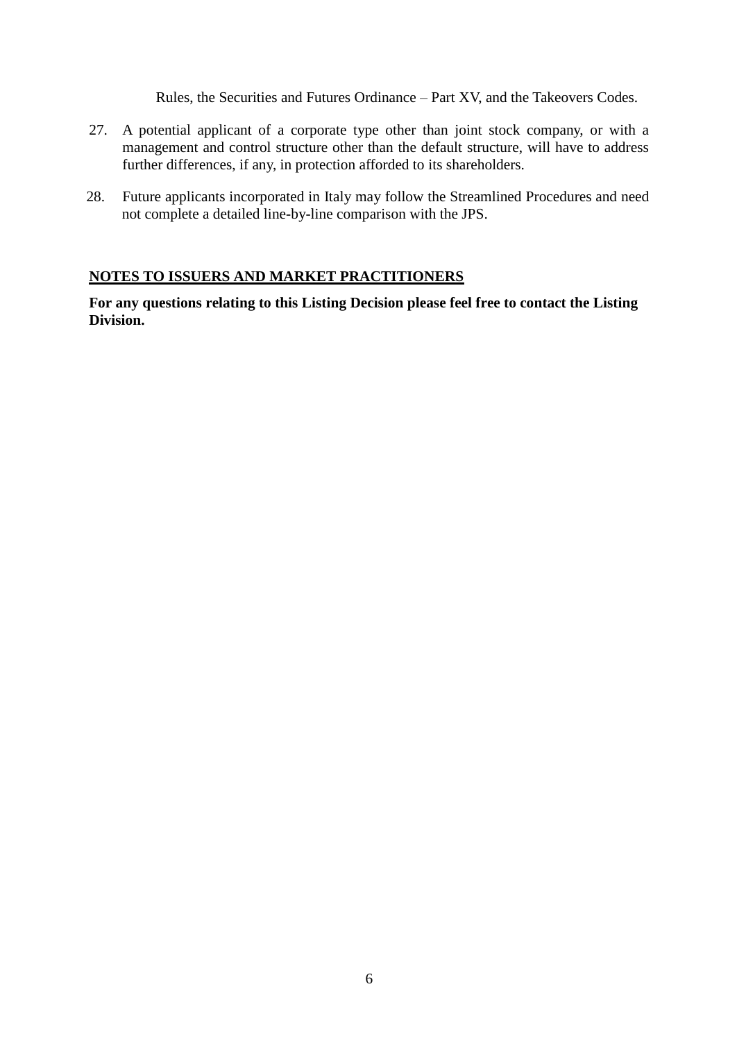Rules, the Securities and Futures Ordinance – Part XV, and the Takeovers Codes.

27. A potential applicant of a corporate type other than joint stock company, or with a management and control structure other than the default structure, will have to address further differences, if any, in protection afforded to its shareholders.

28. Future applicants incorporated in Italy may follow the Streamlined Procedures and need not complete a detailed line-by-line comparison with the JPS.

## NOTES TO ISSUERS AND MARKET PRACTITIONERS

**For any questions relating to this Listing Decision please feel free to contact the Listing Division.**